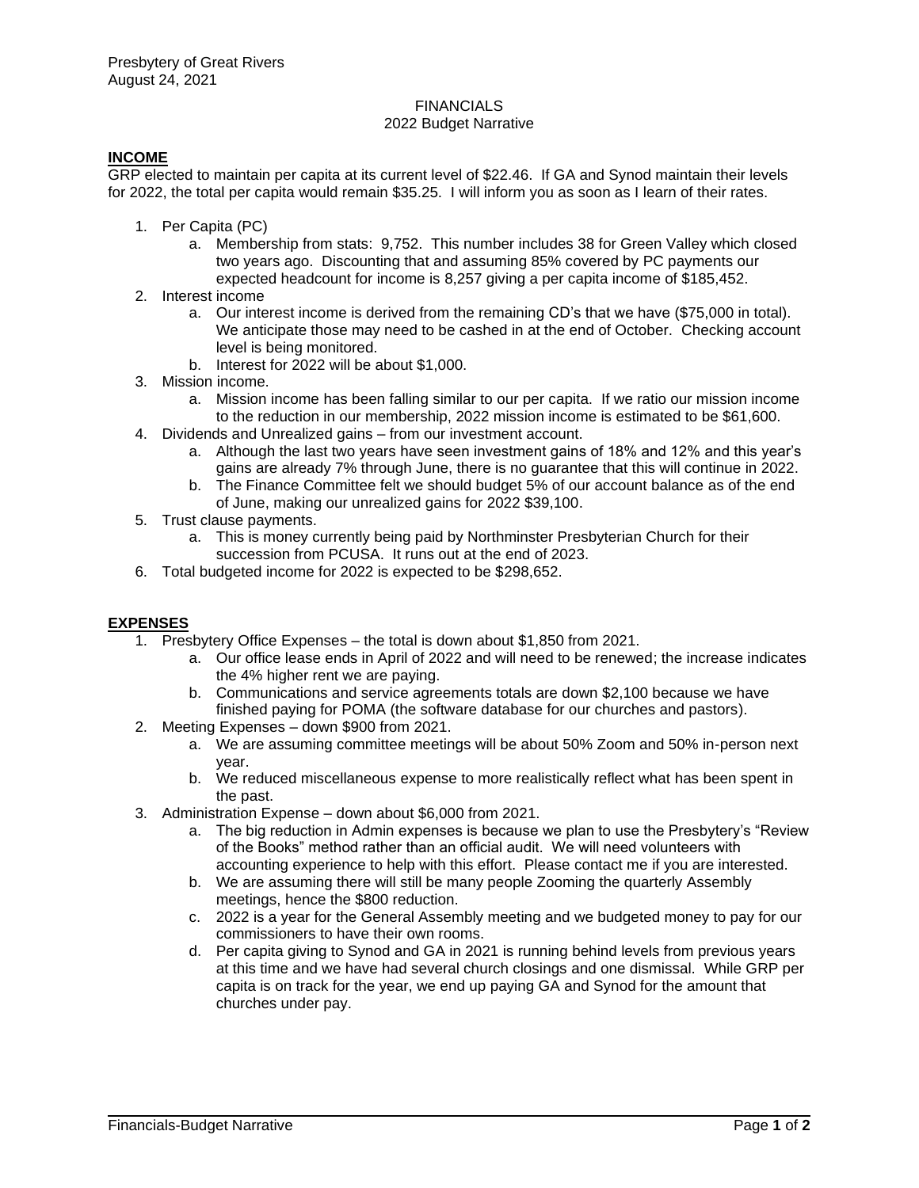Presbytery of Great Rivers
August 24, 2021

FINANCIALS
2022 Budget Narrative

## INCOME

GRP elected to maintain per capita at its current level of $22.46. If GA and Synod maintain their levels for 2022, the total per capita would remain $35.25. I will inform you as soon as I learn of their rates.

1. Per Capita (PC)
   a. Membership from stats: 9,752. This number includes 38 for Green Valley which closed two years ago. Discounting that and assuming 85% covered by PC payments our expected headcount for income is 8,257 giving a per capita income of $185,452.
2. Interest income
   a. Our interest income is derived from the remaining CD's that we have ($75,000 in total). We anticipate those may need to be cashed in at the end of October. Checking account level is being monitored.
   b. Interest for 2022 will be about $1,000.
3. Mission income.
   a. Mission income has been falling similar to our per capita. If we ratio our mission income to the reduction in our membership, 2022 mission income is estimated to be $61,600.
4. Dividends and Unrealized gains – from our investment account.
   a. Although the last two years have seen investment gains of 18% and 12% and this year's gains are already 7% through June, there is no guarantee that this will continue in 2022.
   b. The Finance Committee felt we should budget 5% of our account balance as of the end of June, making our unrealized gains for 2022 $39,100.
5. Trust clause payments.
   a. This is money currently being paid by Northminster Presbyterian Church for their succession from PCUSA. It runs out at the end of 2023.
6. Total budgeted income for 2022 is expected to be $298,652.

## EXPENSES

1. Presbytery Office Expenses – the total is down about $1,850 from 2021.
   a. Our office lease ends in April of 2022 and will need to be renewed; the increase indicates the 4% higher rent we are paying.
   b. Communications and service agreements totals are down $2,100 because we have finished paying for POMA (the software database for our churches and pastors).
2. Meeting Expenses – down $900 from 2021.
   a. We are assuming committee meetings will be about 50% Zoom and 50% in-person next year.
   b. We reduced miscellaneous expense to more realistically reflect what has been spent in the past.
3. Administration Expense – down about $6,000 from 2021.
   a. The big reduction in Admin expenses is because we plan to use the Presbytery's "Review of the Books" method rather than an official audit. We will need volunteers with accounting experience to help with this effort. Please contact me if you are interested.
   b. We are assuming there will still be many people Zooming the quarterly Assembly meetings, hence the $800 reduction.
   c. 2022 is a year for the General Assembly meeting and we budgeted money to pay for our commissioners to have their own rooms.
   d. Per capita giving to Synod and GA in 2021 is running behind levels from previous years at this time and we have had several church closings and one dismissal. While GRP per capita is on track for the year, we end up paying GA and Synod for the amount that churches under pay.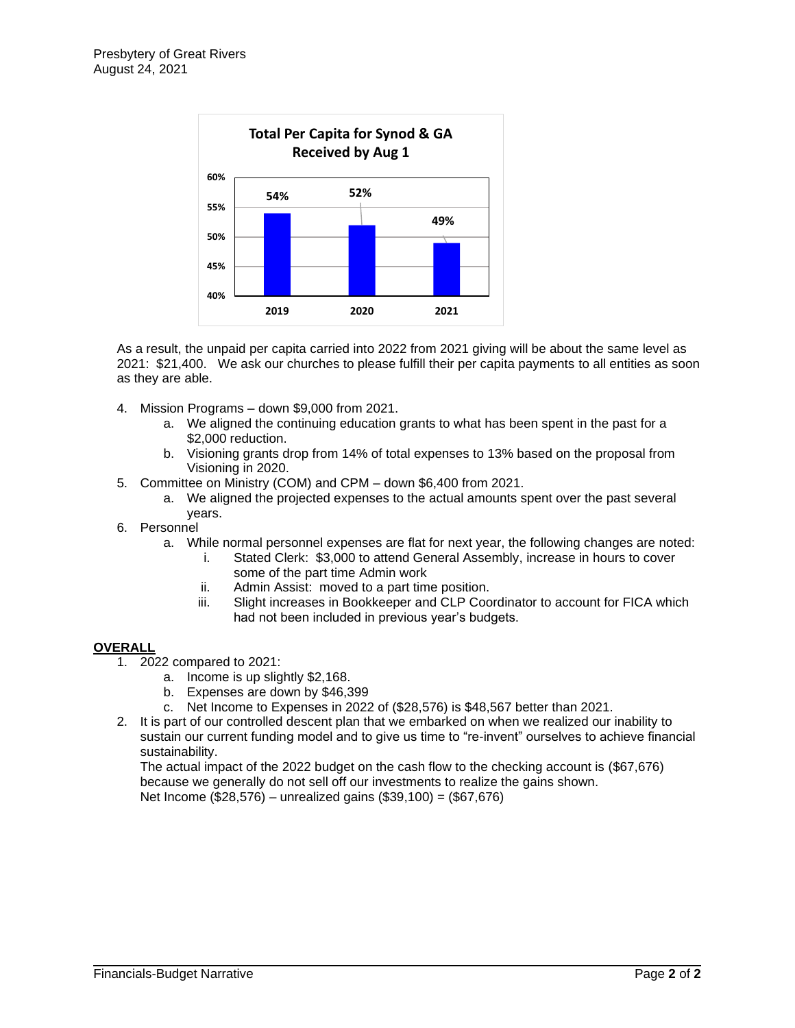**Total Per Capita for Synod & GA Received by Aug 1**

| Year | Percent |
|---|---|
| 2019 | 54% |
| 2020 | 52% |
| 2021 | 49% |

As a result, the unpaid per capita carried into 2022 from 2021 giving will be about the same level as 2021: $21,400. We ask our churches to please fulfill their per capita payments to all entities as soon as they are able.

4. Mission Programs – down $9,000 from 2021.
   a. We aligned the continuing education grants to what has been spent in the past for a $2,000 reduction.
   b. Visioning grants drop from 14% of total expenses to 13% based on the proposal from Visioning in 2020.
5. Committee on Ministry (COM) and CPM – down $6,400 from 2021.
   a. We aligned the projected expenses to the actual amounts spent over the past several years.
6. Personnel
   a. While normal personnel expenses are flat for next year, the following changes are noted:
      i. Stated Clerk: $3,000 to attend General Assembly, increase in hours to cover some of the part time Admin work
      ii. Admin Assist: moved to a part time position.
      iii. Slight increases in Bookkeeper and CLP Coordinator to account for FICA which had not been included in previous year's budgets.

**<u>OVERALL</u>**

1. 2022 compared to 2021:
   a. Income is up slightly $2,168.
   b. Expenses are down by $46,399
   c. Net Income to Expenses in 2022 of ($28,576) is $48,567 better than 2021.
2. It is part of our controlled descent plan that we embarked on when we realized our inability to sustain our current funding model and to give us time to "re-invent" ourselves to achieve financial sustainability.
   The actual impact of the 2022 budget on the cash flow to the checking account is ($67,676) because we generally do not sell off our investments to realize the gains shown.
   Net Income ($28,576) – unrealized gains ($39,100) = ($67,676)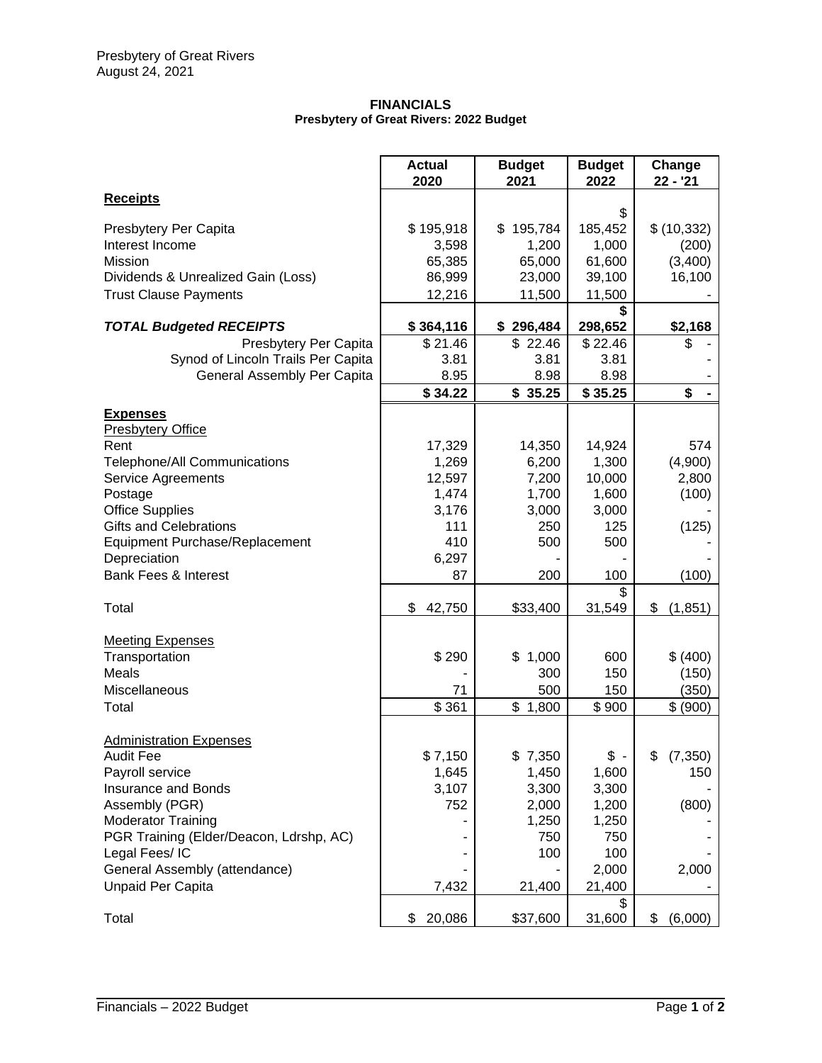Presbytery of Great Rivers
August 24, 2021

**FINANCIALS**
**Presbytery of Great Rivers: 2022 Budget**

| | Actual 2020 | Budget 2021 | Budget 2022 | Change 22 - '21 |
|---|---|---|---|---|
| **Receipts** | | | | |
| Presbytery Per Capita | $ 195,918 | $ 195,784 | $ 185,452 | $ (10,332) |
| Interest Income | 3,598 | 1,200 | 1,000 | (200) |
| Mission | 65,385 | 65,000 | 61,600 | (3,400) |
| Dividends & Unrealized Gain (Loss) | 86,999 | 23,000 | 39,100 | 16,100 |
| Trust Clause Payments | 12,216 | 11,500 | 11,500 | - |
| ***TOTAL Budgeted RECEIPTS*** | **$ 364,116** | **$ 296,484** | **$ 298,652** | **$2,168** |
| Presbytery Per Capita | $ 21.46 | $ 22.46 | $ 22.46 | $ - |
| Synod of Lincoln Trails Per Capita | 3.81 | 3.81 | 3.81 | - |
| General Assembly Per Capita | 8.95 | 8.98 | 8.98 | - |
| | **$ 34.22** | **$ 35.25** | **$ 35.25** | **$ -** |
| **Expenses** | | | | |
| Presbytery Office | | | | |
| Rent | 17,329 | 14,350 | 14,924 | 574 |
| Telephone/All Communications | 1,269 | 6,200 | 1,300 | (4,900) |
| Service Agreements | 12,597 | 7,200 | 10,000 | 2,800 |
| Postage | 1,474 | 1,700 | 1,600 | (100) |
| Office Supplies | 3,176 | 3,000 | 3,000 | - |
| Gifts and Celebrations | 111 | 250 | 125 | (125) |
| Equipment Purchase/Replacement | 410 | 500 | 500 | - |
| Depreciation | 6,297 | - | - | - |
| Bank Fees & Interest | 87 | 200 | 100 | (100) |
| Total | $ 42,750 | $33,400 | $ 31,549 | $ (1,851) |
| Meeting Expenses | | | | |
| Transportation | $ 290 | $ 1,000 | 600 | $ (400) |
| Meals | - | 300 | 150 | (150) |
| Miscellaneous | 71 | 500 | 150 | (350) |
| Total | $ 361 | $ 1,800 | $ 900 | $ (900) |
| Administration Expenses | | | | |
| Audit Fee | $ 7,150 | $ 7,350 | $ - | $ (7,350) |
| Payroll service | 1,645 | 1,450 | 1,600 | 150 |
| Insurance and Bonds | 3,107 | 3,300 | 3,300 | - |
| Assembly (PGR) | 752 | 2,000 | 1,200 | (800) |
| Moderator Training | - | 1,250 | 1,250 | - |
| PGR Training (Elder/Deacon, Ldrshp, AC) | - | 750 | 750 | - |
| Legal Fees/ IC | - | 100 | 100 | - |
| General Assembly (attendance) | - | - | 2,000 | 2,000 |
| Unpaid Per Capita | 7,432 | 21,400 | 21,400 | - |
| Total | $ 20,086 | $37,600 | $ 31,600 | $ (6,000) |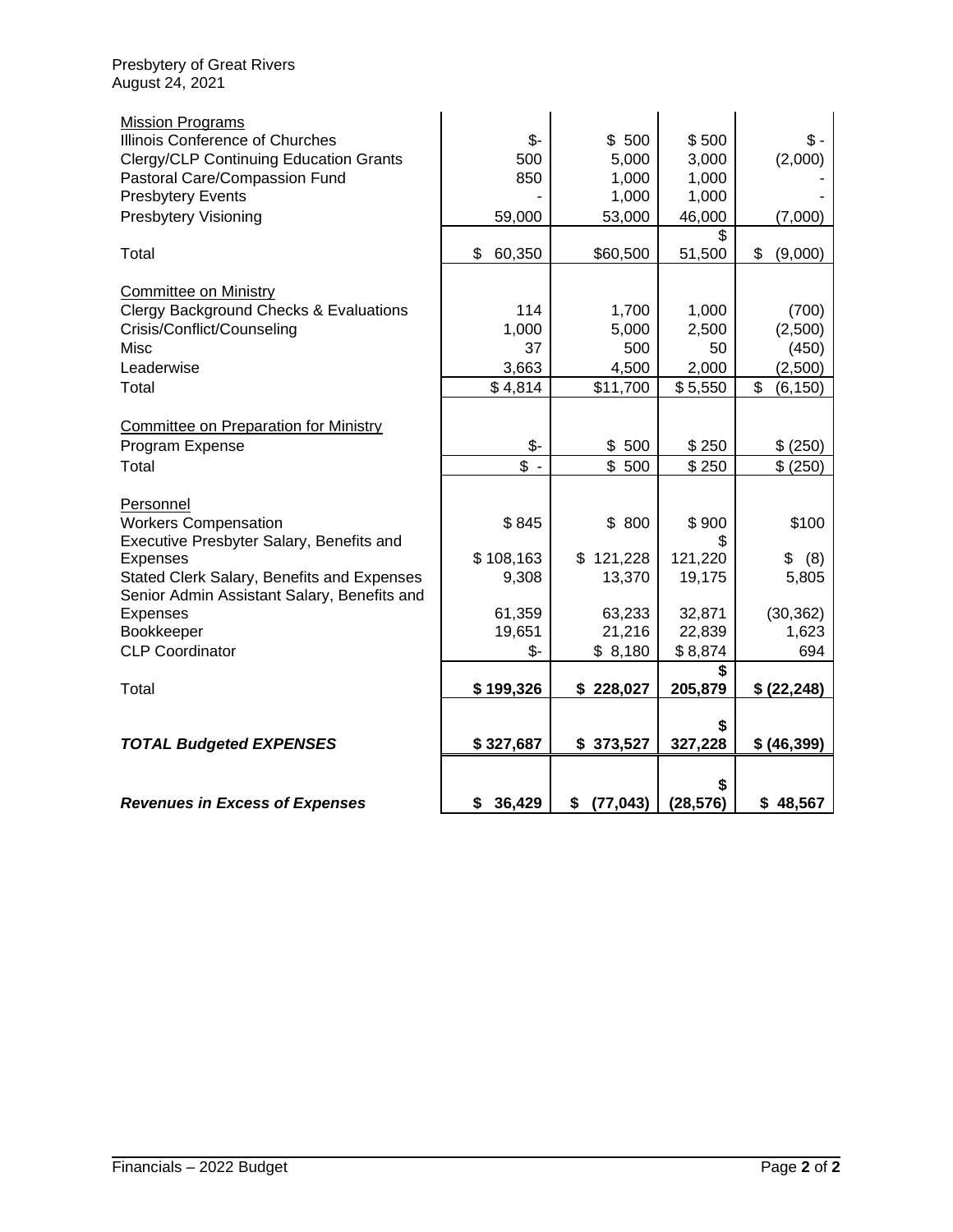Presbytery of Great Rivers
August 24, 2021

| | | | | |
|---|---|---|---|---|
| Mission Programs | | | | |
| Illinois Conference of Churches | $- | $ 500 | $ 500 | $ - |
| Clergy/CLP Continuing Education Grants | 500 | 5,000 | 3,000 | (2,000) |
| Pastoral Care/Compassion Fund | 850 | 1,000 | 1,000 | - |
| Presbytery Events | - | 1,000 | 1,000 | - |
| Presbytery Visioning | 59,000 | 53,000 | 46,000 | (7,000) |
| Total | $ 60,350 | $60,500 | $ 51,500 | $ (9,000) |
| Committee on Ministry | | | | |
| Clergy Background Checks & Evaluations | 114 | 1,700 | 1,000 | (700) |
| Crisis/Conflict/Counseling | 1,000 | 5,000 | 2,500 | (2,500) |
| Misc | 37 | 500 | 50 | (450) |
| Leaderwise | 3,663 | 4,500 | 2,000 | (2,500) |
| Total | $ 4,814 | $11,700 | $ 5,550 | $ (6,150) |
| Committee on Preparation for Ministry | | | | |
| Program Expense | $- | $ 500 | $ 250 | $ (250) |
| Total | $ - | $ 500 | $ 250 | $ (250) |
| Personnel | | | | |
| Workers Compensation | $ 845 | $ 800 | $ 900 | $100 |
| Executive Presbyter Salary, Benefits and Expenses | $ 108,163 | $ 121,228 | $ 121,220 | $ (8) |
| Stated Clerk Salary, Benefits and Expenses | 9,308 | 13,370 | 19,175 | 5,805 |
| Senior Admin Assistant Salary, Benefits and Expenses | 61,359 | 63,233 | 32,871 | (30,362) |
| Bookkeeper | 19,651 | 21,216 | 22,839 | 1,623 |
| CLP Coordinator | $- | $ 8,180 | $ 8,874 | 694 |
| Total | **$ 199,326** | **$ 228,027** | **$ 205,879** | **$ (22,248)** |
| ***TOTAL Budgeted EXPENSES*** | **$ 327,687** | **$ 373,527** | **$ 327,228** | **$ (46,399)** |
| ***Revenues in Excess of Expenses*** | **$ 36,429** | **$ (77,043)** | **$ (28,576)** | **$ 48,567** |

Financials – 2022 Budget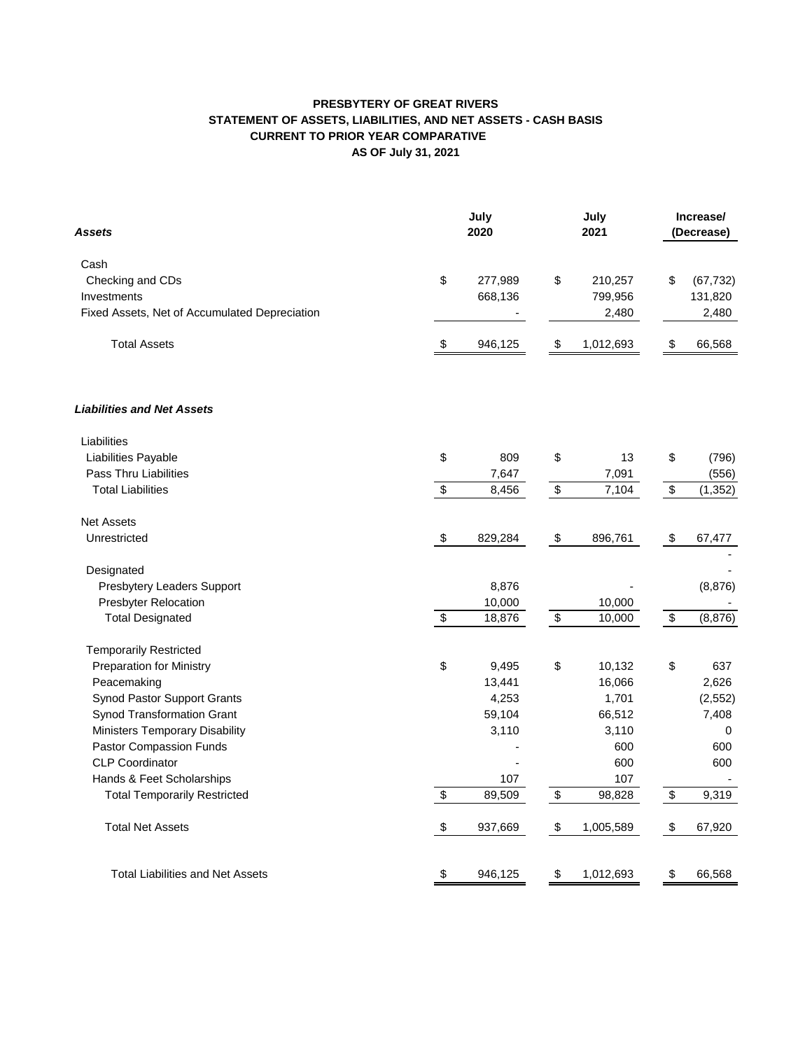**PRESBYTERY OF GREAT RIVERS**
**STATEMENT OF ASSETS, LIABILITIES, AND NET ASSETS - CASH BASIS**
**CURRENT TO PRIOR YEAR COMPARATIVE**
**AS OF July 31, 2021**

| ***Assets*** | **July 2020** | **July 2021** | **Increase/ (Decrease)** |
|---|---|---|---|
| Cash | | | |
| Checking and CDs | $ 277,989 | $ 210,257 | $ (67,732) |
| Investments | 668,136 | 799,956 | 131,820 |
| Fixed Assets, Net of Accumulated Depreciation | - | 2,480 | 2,480 |
| Total Assets | $ 946,125 | $ 1,012,693 | $ 66,568 |
| | | | |
| ***Liabilities and Net Assets*** | | | |
| Liabilities | | | |
| Liabilities Payable | $ 809 | $ 13 | $ (796) |
| Pass Thru Liabilities | 7,647 | 7,091 | (556) |
| Total Liabilities | $ 8,456 | $ 7,104 | $ (1,352) |
| | | | |
| Net Assets | | | |
| Unrestricted | $ 829,284 | $ 896,761 | $ 67,477 |
| | | | - |
| Designated | | | - |
| Presbytery Leaders Support | 8,876 | - | (8,876) |
| Presbyter Relocation | 10,000 | 10,000 | - |
| Total Designated | $ 18,876 | $ 10,000 | $ (8,876) |
| | | | |
| Temporarily Restricted | | | |
| Preparation for Ministry | $ 9,495 | $ 10,132 | $ 637 |
| Peacemaking | 13,441 | 16,066 | 2,626 |
| Synod Pastor Support Grants | 4,253 | 1,701 | (2,552) |
| Synod Transformation Grant | 59,104 | 66,512 | 7,408 |
| Ministers Temporary Disability | 3,110 | 3,110 | 0 |
| Pastor Compassion Funds | - | 600 | 600 |
| CLP Coordinator | - | 600 | 600 |
| Hands & Feet Scholarships | 107 | 107 | - |
| Total Temporarily Restricted | $ 89,509 | $ 98,828 | $ 9,319 |
| | | | |
| Total Net Assets | $ 937,669 | $ 1,005,589 | $ 67,920 |
| | | | |
| Total Liabilities and Net Assets | $ 946,125 | $ 1,012,693 | $ 66,568 |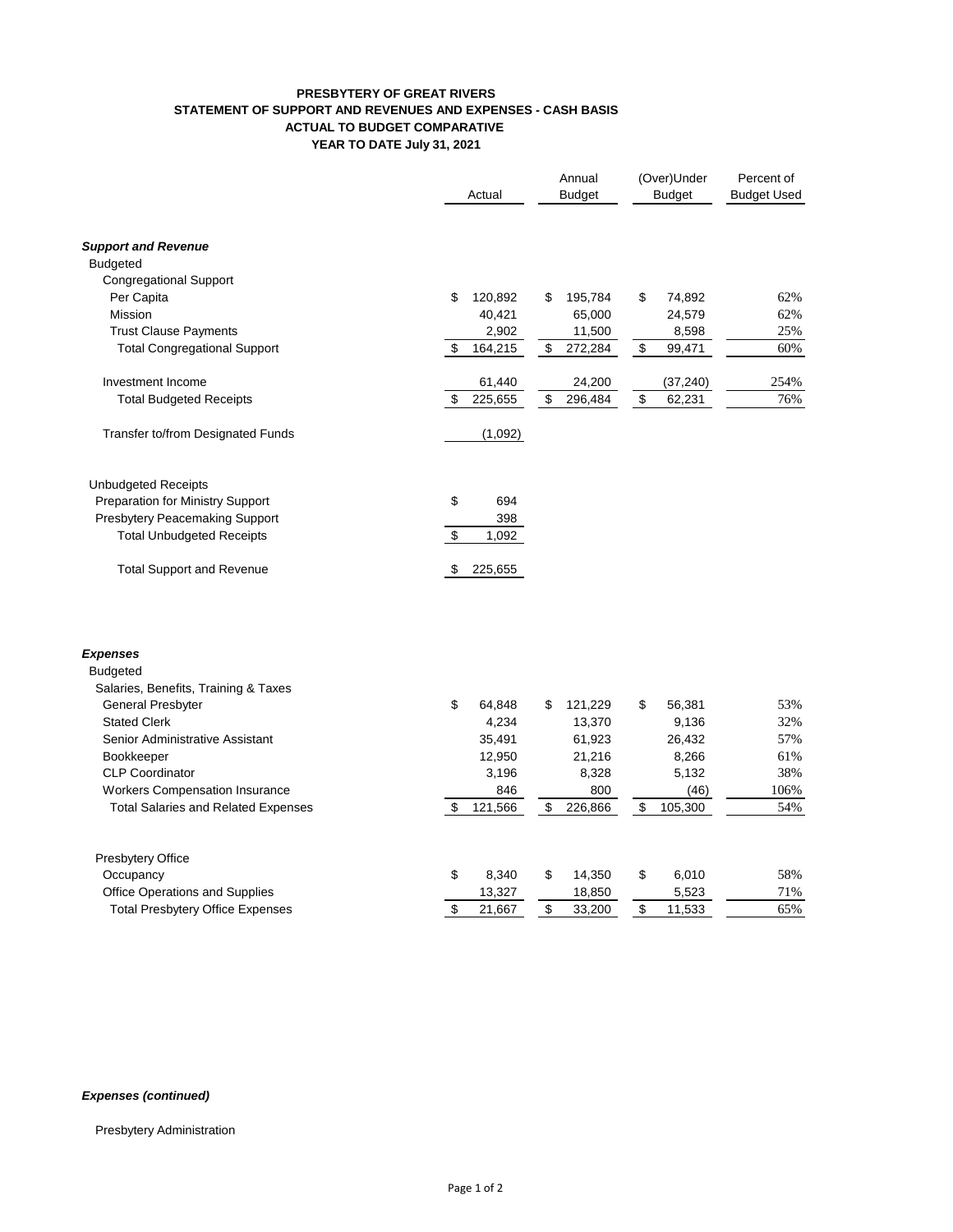**PRESBYTERY OF GREAT RIVERS**
**STATEMENT OF SUPPORT AND REVENUES AND EXPENSES - CASH BASIS**
**ACTUAL TO BUDGET COMPARATIVE**
**YEAR TO DATE July 31, 2021**

| | Actual | Annual Budget | (Over)Under Budget | Percent of Budget Used |
|---|---|---|---|---|
| ***Support and Revenue*** | | | | |
| Budgeted | | | | |
| Congregational Support | | | | |
| Per Capita | $ 120,892 | $ 195,784 | $ 74,892 | 62% |
| Mission | 40,421 | 65,000 | 24,579 | 62% |
| Trust Clause Payments | 2,902 | 11,500 | 8,598 | 25% |
| Total Congregational Support | $ 164,215 | $ 272,284 | $ 99,471 | 60% |
| Investment Income | 61,440 | 24,200 | (37,240) | 254% |
| Total Budgeted Receipts | $ 225,655 | $ 296,484 | $ 62,231 | 76% |
| Transfer to/from Designated Funds | (1,092) | | | |
| Unbudgeted Receipts | | | | |
| Preparation for Ministry Support | $ 694 | | | |
| Presbytery Peacemaking Support | 398 | | | |
| Total Unbudgeted Receipts | $ 1,092 | | | |
| Total Support and Revenue | $ 225,655 | | | |
| ***Expenses*** | | | | |
| Budgeted | | | | |
| Salaries, Benefits, Training & Taxes | | | | |
| General Presbyter | $ 64,848 | $ 121,229 | $ 56,381 | 53% |
| Stated Clerk | 4,234 | 13,370 | 9,136 | 32% |
| Senior Administrative Assistant | 35,491 | 61,923 | 26,432 | 57% |
| Bookkeeper | 12,950 | 21,216 | 8,266 | 61% |
| CLP Coordinator | 3,196 | 8,328 | 5,132 | 38% |
| Workers Compensation Insurance | 846 | 800 | (46) | 106% |
| Total Salaries and Related Expenses | $ 121,566 | $ 226,866 | $ 105,300 | 54% |
| Presbytery Office | | | | |
| Occupancy | $ 8,340 | $ 14,350 | $ 6,010 | 58% |
| Office Operations and Supplies | 13,327 | 18,850 | 5,523 | 71% |
| Total Presbytery Office Expenses | $ 21,667 | $ 33,200 | $ 11,533 | 65% |

***Expenses (continued)***

Presbytery Administration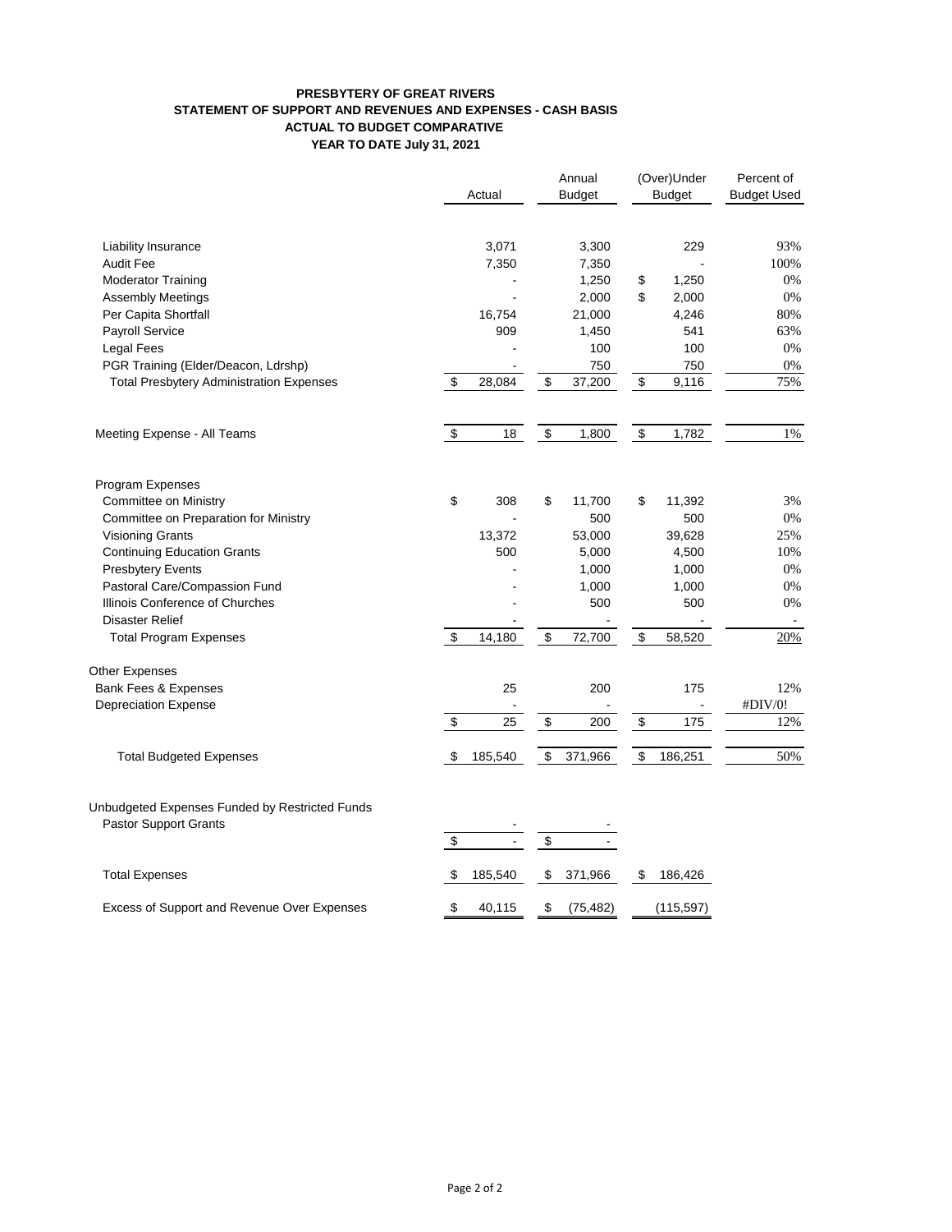**PRESBYTERY OF GREAT RIVERS**
**STATEMENT OF SUPPORT AND REVENUES AND EXPENSES - CASH BASIS**
**ACTUAL TO BUDGET COMPARATIVE**
**YEAR TO DATE July 31, 2021**

| | Actual | Annual Budget | (Over)Under Budget | Percent of Budget Used |
|---|---|---|---|---|
| Liability Insurance | 3,071 | 3,300 | 229 | 93% |
| Audit Fee | 7,350 | 7,350 | - | 100% |
| Moderator Training | - | 1,250 | $ 1,250 | 0% |
| Assembly Meetings | - | 2,000 | $ 2,000 | 0% |
| Per Capita Shortfall | 16,754 | 21,000 | 4,246 | 80% |
| Payroll Service | 909 | 1,450 | 541 | 63% |
| Legal Fees | - | 100 | 100 | 0% |
| PGR Training (Elder/Deacon, Ldrshp) | - | 750 | 750 | 0% |
| Total Presbytery Administration Expenses | $ 28,084 | $ 37,200 | $ 9,116 | 75% |
| | | | | |
| Meeting Expense - All Teams | $ 18 | $ 1,800 | $ 1,782 | 1% |
| | | | | |
| Program Expenses | | | | |
| Committee on Ministry | $ 308 | $ 11,700 | $ 11,392 | 3% |
| Committee on Preparation for Ministry | - | 500 | 500 | 0% |
| Visioning Grants | 13,372 | 53,000 | 39,628 | 25% |
| Continuing Education Grants | 500 | 5,000 | 4,500 | 10% |
| Presbytery Events | - | 1,000 | 1,000 | 0% |
| Pastoral Care/Compassion Fund | - | 1,000 | 1,000 | 0% |
| Illinois Conference of Churches | - | 500 | 500 | 0% |
| Disaster Relief | - | - | - | - |
| Total Program Expenses | $ 14,180 | $ 72,700 | $ 58,520 | 20% |
| | | | | |
| Other Expenses | | | | |
| Bank Fees & Expenses | 25 | 200 | 175 | 12% |
| Depreciation Expense | - | - | - | #DIV/0! |
| | $ 25 | $ 200 | $ 175 | 12% |
| | | | | |
| Total Budgeted Expenses | $ 185,540 | $ 371,966 | $ 186,251 | 50% |
| | | | | |
| Unbudgeted Expenses Funded by Restricted Funds | | | | |
| Pastor Support Grants | - | - | | |
| | $ - | $ - | | |
| | | | | |
| Total Expenses | $ 185,540 | $ 371,966 | $ 186,426 | |
| | | | | |
| Excess of Support and Revenue Over Expenses | $ 40,115 | $ (75,482) | (115,597) | |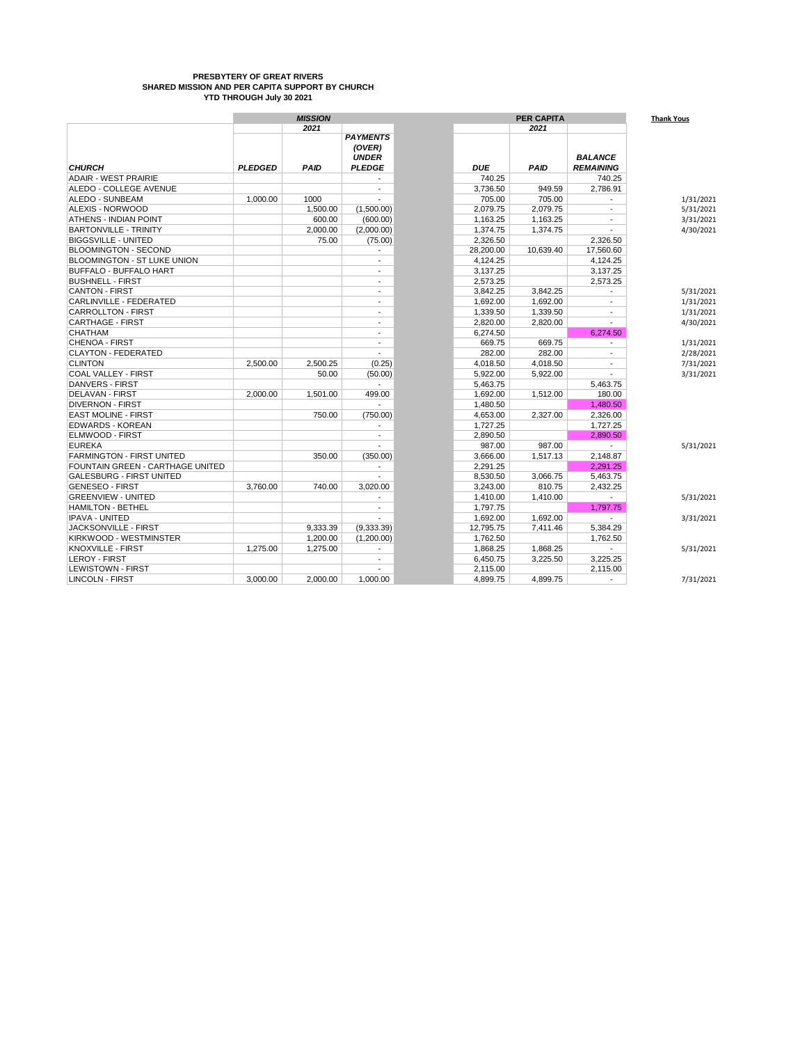**PRESBYTERY OF GREAT RIVERS**
**SHARED MISSION AND PER CAPITA SUPPORT BY CHURCH**
**YTD THROUGH July 30 2021**

| | *MISSION* | | | | *PER CAPITA* | | **Thank Yous** |
|---|---|---|---|---|---|---|---|
| | | *2021* | | | *2021* | | |
| ***CHURCH*** | ***PLEDGED*** | ***PAID*** | ***PAYMENTS (OVER) UNDER PLEDGE*** | ***DUE*** | ***PAID*** | ***BALANCE REMAINING*** | |
| ADAIR - WEST PRAIRIE | | | - | 740.25 | | 740.25 | |
| ALEDO - COLLEGE AVENUE | | | - | 3,736.50 | 949.59 | 2,786.91 | |
| ALEDO - SUNBEAM | 1,000.00 | 1000 | - | 705.00 | 705.00 | - | 1/31/2021 |
| ALEXIS - NORWOOD | | 1,500.00 | (1,500.00) | 2,079.75 | 2,079.75 | - | 5/31/2021 |
| ATHENS - INDIAN POINT | | 600.00 | (600.00) | 1,163.25 | 1,163.25 | - | 3/31/2021 |
| BARTONVILLE - TRINITY | | 2,000.00 | (2,000.00) | 1,374.75 | 1,374.75 | - | 4/30/2021 |
| BIGGSVILLE - UNITED | | 75.00 | (75.00) | 2,326.50 | | 2,326.50 | |
| BLOOMINGTON - SECOND | | | - | 28,200.00 | 10,639.40 | 17,560.60 | |
| BLOOMINGTON - ST LUKE UNION | | | - | 4,124.25 | | 4,124.25 | |
| BUFFALO - BUFFALO HART | | | - | 3,137.25 | | 3,137.25 | |
| BUSHNELL - FIRST | | | - | 2,573.25 | | 2,573.25 | |
| CANTON - FIRST | | | - | 3,842.25 | 3,842.25 | - | 5/31/2021 |
| CARLINVILLE - FEDERATED | | | - | 1,692.00 | 1,692.00 | - | 1/31/2021 |
| CARROLLTON - FIRST | | | - | 1,339.50 | 1,339.50 | - | 1/31/2021 |
| CARTHAGE - FIRST | | | - | 2,820.00 | 2,820.00 | - | 4/30/2021 |
| CHATHAM | | | - | 6,274.50 | | 6,274.50 | |
| CHENOA - FIRST | | | - | 669.75 | 669.75 | - | 1/31/2021 |
| CLAYTON - FEDERATED | | | - | 282.00 | 282.00 | - | 2/28/2021 |
| CLINTON | 2,500.00 | 2,500.25 | (0.25) | 4,018.50 | 4,018.50 | - | 7/31/2021 |
| COAL VALLEY - FIRST | | 50.00 | (50.00) | 5,922.00 | 5,922.00 | - | 3/31/2021 |
| DANVERS - FIRST | | | - | 5,463.75 | | 5,463.75 | |
| DELAVAN - FIRST | 2,000.00 | 1,501.00 | 499.00 | 1,692.00 | 1,512.00 | 180.00 | |
| DIVERNON - FIRST | | | - | 1,480.50 | | 1,480.50 | |
| EAST MOLINE - FIRST | | 750.00 | (750.00) | 4,653.00 | 2,327.00 | 2,326.00 | |
| EDWARDS - KOREAN | | | - | 1,727.25 | | 1,727.25 | |
| ELMWOOD - FIRST | | | - | 2,890.50 | | 2,890.50 | |
| EUREKA | | | - | 987.00 | 987.00 | - | 5/31/2021 |
| FARMINGTON - FIRST UNITED | | 350.00 | (350.00) | 3,666.00 | 1,517.13 | 2,148.87 | |
| FOUNTAIN GREEN - CARTHAGE UNITED | | | - | 2,291.25 | | 2,291.25 | |
| GALESBURG - FIRST UNITED | | | - | 8,530.50 | 3,066.75 | 5,463.75 | |
| GENESEO - FIRST | 3,760.00 | 740.00 | 3,020.00 | 3,243.00 | 810.75 | 2,432.25 | |
| GREENVIEW - UNITED | | | - | 1,410.00 | 1,410.00 | - | 5/31/2021 |
| HAMILTON - BETHEL | | | - | 1,797.75 | | 1,797.75 | |
| IPAVA - UNITED | | | - | 1,692.00 | 1,692.00 | - | 3/31/2021 |
| JACKSONVILLE - FIRST | | 9,333.39 | (9,333.39) | 12,795.75 | 7,411.46 | 5,384.29 | |
| KIRKWOOD - WESTMINSTER | | 1,200.00 | (1,200.00) | 1,762.50 | | 1,762.50 | |
| KNOXVILLE - FIRST | 1,275.00 | 1,275.00 | - | 1,868.25 | 1,868.25 | - | 5/31/2021 |
| LEROY - FIRST | | | - | 6,450.75 | 3,225.50 | 3,225.25 | |
| LEWISTOWN - FIRST | | | - | 2,115.00 | | 2,115.00 | |
| LINCOLN - FIRST | 3,000.00 | 2,000.00 | 1,000.00 | 4,899.75 | 4,899.75 | - | 7/31/2021 |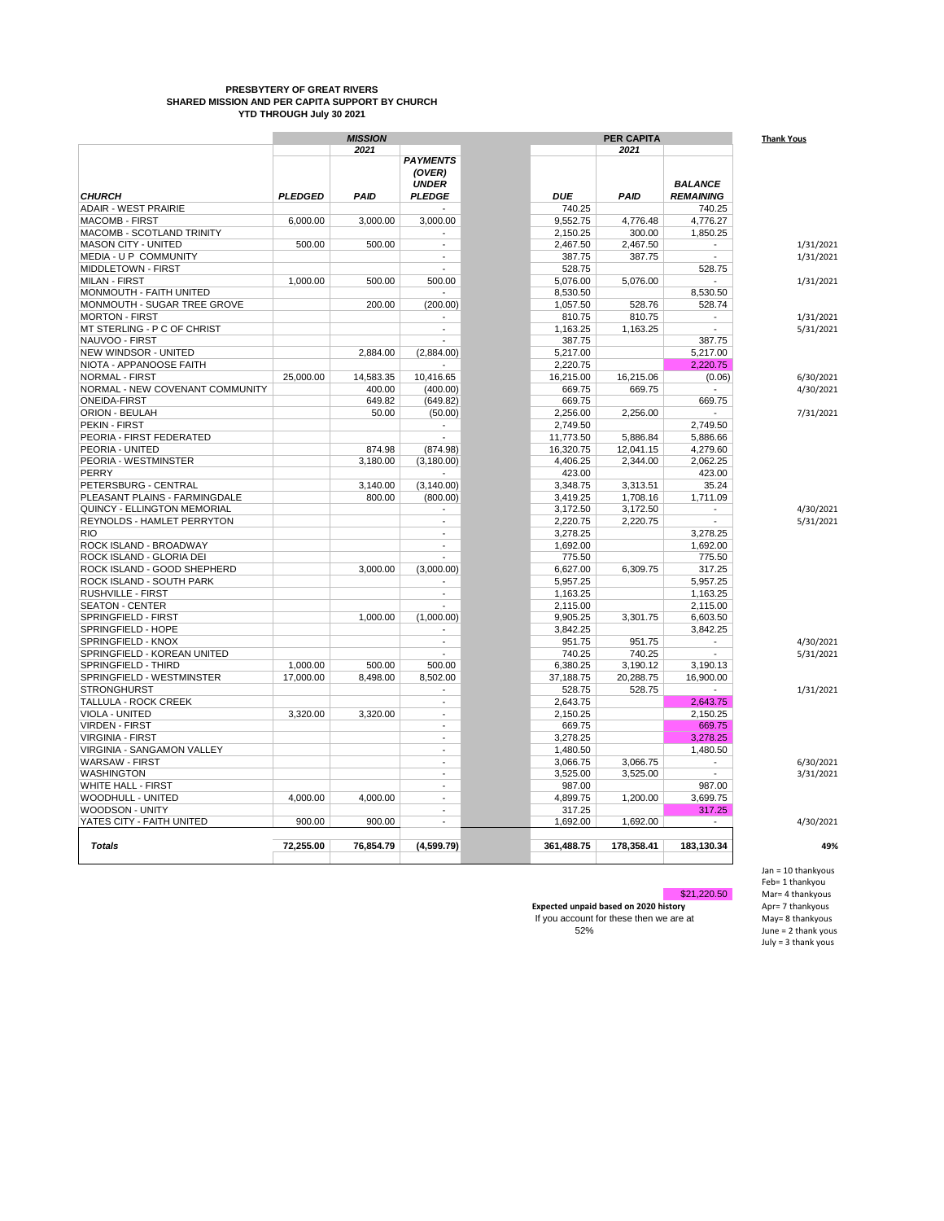**PRESBYTERY OF GREAT RIVERS**
**SHARED MISSION AND PER CAPITA SUPPORT BY CHURCH**
**YTD THROUGH July 30 2021**

| | MISSION | | | PER CAPITA | | | Thank Yous |
|---|---|---|---|---|---|---|---|
| | 2021 | | | 2021 | | | |
| CHURCH | PLEDGED | PAID | PAYMENTS (OVER) UNDER PLEDGE | DUE | PAID | BALANCE REMAINING | |
| ADAIR - WEST PRAIRIE | | | - | 740.25 | | 740.25 | |
| MACOMB - FIRST | 6,000.00 | 3,000.00 | 3,000.00 | 9,552.75 | 4,776.48 | 4,776.27 | |
| MACOMB - SCOTLAND TRINITY | | | - | 2,150.25 | 300.00 | 1,850.25 | |
| MASON CITY - UNITED | 500.00 | 500.00 | - | 2,467.50 | 2,467.50 | - | 1/31/2021 |
| MEDIA - U P COMMUNITY | | | - | 387.75 | 387.75 | - | 1/31/2021 |
| MIDDLETOWN - FIRST | | | - | 528.75 | | 528.75 | |
| MILAN - FIRST | 1,000.00 | 500.00 | 500.00 | 5,076.00 | 5,076.00 | - | 1/31/2021 |
| MONMOUTH - FAITH UNITED | | | - | 8,530.50 | | 8,530.50 | |
| MONMOUTH - SUGAR TREE GROVE | | 200.00 | (200.00) | 1,057.50 | 528.76 | 528.74 | |
| MORTON - FIRST | | | - | 810.75 | 810.75 | - | 1/31/2021 |
| MT STERLING - P C OF CHRIST | | | - | 1,163.25 | 1,163.25 | - | 5/31/2021 |
| NAUVOO - FIRST | | | - | 387.75 | | 387.75 | |
| NEW WINDSOR - UNITED | | 2,884.00 | (2,884.00) | 5,217.00 | | 5,217.00 | |
| NIOTA - APPANOOSE FAITH | | | - | 2,220.75 | | 2,220.75 | |
| NORMAL - FIRST | 25,000.00 | 14,583.35 | 10,416.65 | 16,215.00 | 16,215.06 | (0.06) | 6/30/2021 |
| NORMAL - NEW COVENANT COMMUNITY | | 400.00 | (400.00) | 669.75 | 669.75 | - | 4/30/2021 |
| ONEIDA-FIRST | | 649.82 | (649.82) | 669.75 | | 669.75 | |
| ORION - BEULAH | | 50.00 | (50.00) | 2,256.00 | 2,256.00 | - | 7/31/2021 |
| PEKIN - FIRST | | | - | 2,749.50 | | 2,749.50 | |
| PEORIA - FIRST FEDERATED | | | - | 11,773.50 | 5,886.84 | 5,886.66 | |
| PEORIA - UNITED | | 874.98 | (874.98) | 16,320.75 | 12,041.15 | 4,279.60 | |
| PEORIA - WESTMINSTER | | 3,180.00 | (3,180.00) | 4,406.25 | 2,344.00 | 2,062.25 | |
| PERRY | | | - | 423.00 | | 423.00 | |
| PETERSBURG - CENTRAL | | 3,140.00 | (3,140.00) | 3,348.75 | 3,313.51 | 35.24 | |
| PLEASANT PLAINS - FARMINGDALE | | 800.00 | (800.00) | 3,419.25 | 1,708.16 | 1,711.09 | |
| QUINCY - ELLINGTON MEMORIAL | | | - | 3,172.50 | 3,172.50 | - | 4/30/2021 |
| REYNOLDS - HAMLET PERRYTON | | | - | 2,220.75 | 2,220.75 | - | 5/31/2021 |
| RIO | | | - | 3,278.25 | | 3,278.25 | |
| ROCK ISLAND - BROADWAY | | | - | 1,692.00 | | 1,692.00 | |
| ROCK ISLAND - GLORIA DEI | | | - | 775.50 | | 775.50 | |
| ROCK ISLAND - GOOD SHEPHERD | | 3,000.00 | (3,000.00) | 6,627.00 | 6,309.75 | 317.25 | |
| ROCK ISLAND - SOUTH PARK | | | - | 5,957.25 | | 5,957.25 | |
| RUSHVILLE - FIRST | | | - | 1,163.25 | | 1,163.25 | |
| SEATON - CENTER | | | - | 2,115.00 | | 2,115.00 | |
| SPRINGFIELD - FIRST | | 1,000.00 | (1,000.00) | 9,905.25 | 3,301.75 | 6,603.50 | |
| SPRINGFIELD - HOPE | | | - | 3,842.25 | | 3,842.25 | |
| SPRINGFIELD - KNOX | | | - | 951.75 | 951.75 | - | 4/30/2021 |
| SPRINGFIELD - KOREAN UNITED | | | - | 740.25 | 740.25 | - | 5/31/2021 |
| SPRINGFIELD - THIRD | 1,000.00 | 500.00 | 500.00 | 6,380.25 | 3,190.12 | 3,190.13 | |
| SPRINGFIELD - WESTMINSTER | 17,000.00 | 8,498.00 | 8,502.00 | 37,188.75 | 20,288.75 | 16,900.00 | |
| STRONGHURST | | | - | 528.75 | 528.75 | - | 1/31/2021 |
| TALLULA - ROCK CREEK | | | - | 2,643.75 | | 2,643.75 | |
| VIOLA - UNITED | 3,320.00 | 3,320.00 | - | 2,150.25 | | 2,150.25 | |
| VIRDEN - FIRST | | | - | 669.75 | | 669.75 | |
| VIRGINIA - FIRST | | | - | 3,278.25 | | 3,278.25 | |
| VIRGINIA - SANGAMON VALLEY | | | - | 1,480.50 | | 1,480.50 | |
| WARSAW - FIRST | | | - | 3,066.75 | 3,066.75 | - | 6/30/2021 |
| WASHINGTON | | | - | 3,525.00 | 3,525.00 | - | 3/31/2021 |
| WHITE HALL - FIRST | | | - | 987.00 | | 987.00 | |
| WOODHULL - UNITED | 4,000.00 | 4,000.00 | - | 4,899.75 | 1,200.00 | 3,699.75 | |
| WOODSON - UNITY | | | - | 317.25 | | 317.25 | |
| YATES CITY - FAITH UNITED | 900.00 | 900.00 | - | 1,692.00 | 1,692.00 | - | 4/30/2021 |
| **Totals** | **72,255.00** | **76,854.79** | **(4,599.79)** | **361,488.75** | **178,358.41** | **183,130.34** | **49%** |

$21,220.50

**Expected unpaid based on 2020 history**
If you account for these then we are at
52%

Jan = 10 thankyous
Feb= 1 thankyou
Mar= 4 thankyous
Apr= 7 thankyous
May= 8 thankyous
June = 2 thank yous
July = 3 thank yous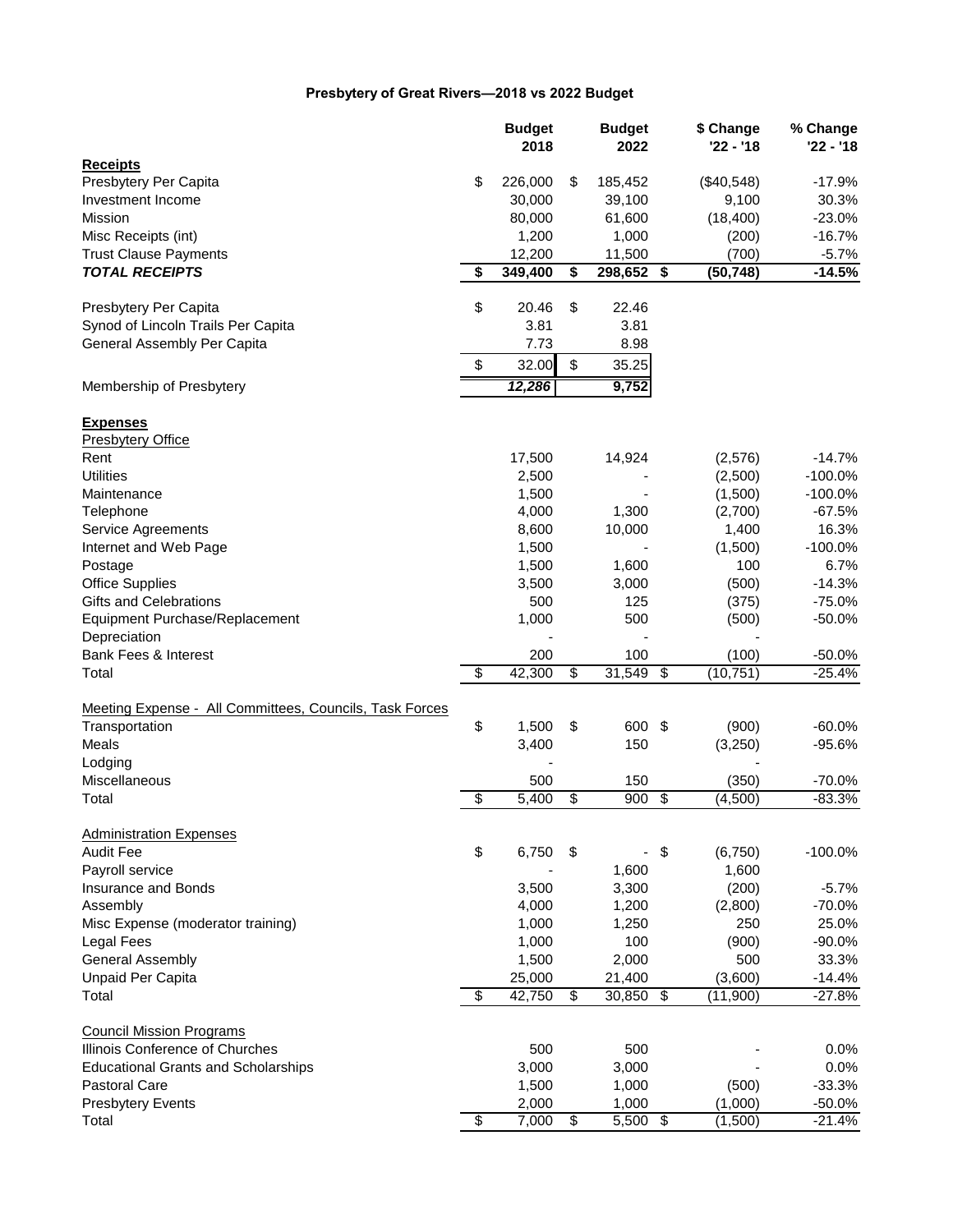## Presbytery of Great Rivers—2018 vs 2022 Budget

| | Budget 2018 | Budget 2022 | $ Change '22 - '18 | % Change '22 - '18 |
|---|---|---|---|---|
| **Receipts** | | | | |
| Presbytery Per Capita | $ 226,000 | $ 185,452 | ($40,548) | -17.9% |
| Investment Income | 30,000 | 39,100 | 9,100 | 30.3% |
| Mission | 80,000 | 61,600 | (18,400) | -23.0% |
| Misc Receipts (int) | 1,200 | 1,000 | (200) | -16.7% |
| Trust Clause Payments | 12,200 | 11,500 | (700) | -5.7% |
| ***TOTAL RECEIPTS*** | **$ 349,400** | **$ 298,652** | **$ (50,748)** | **-14.5%** |
| | | | | |
| Presbytery Per Capita | $ 20.46 | $ 22.46 | | |
| Synod of Lincoln Trails Per Capita | 3.81 | 3.81 | | |
| General Assembly Per Capita | 7.73 | 8.98 | | |
| | $ 32.00 | $ 35.25 | | |
| Membership of Presbytery | ***12,286*** | **9,752** | | |
| | | | | |
| **Expenses** | | | | |
| Presbytery Office | | | | |
| Rent | 17,500 | 14,924 | (2,576) | -14.7% |
| Utilities | 2,500 | - | (2,500) | -100.0% |
| Maintenance | 1,500 | - | (1,500) | -100.0% |
| Telephone | 4,000 | 1,300 | (2,700) | -67.5% |
| Service Agreements | 8,600 | 10,000 | 1,400 | 16.3% |
| Internet and Web Page | 1,500 | - | (1,500) | -100.0% |
| Postage | 1,500 | 1,600 | 100 | 6.7% |
| Office Supplies | 3,500 | 3,000 | (500) | -14.3% |
| Gifts and Celebrations | 500 | 125 | (375) | -75.0% |
| Equipment Purchase/Replacement | 1,000 | 500 | (500) | -50.0% |
| Depreciation | - | - | - | |
| Bank Fees & Interest | 200 | 100 | (100) | -50.0% |
| Total | $ 42,300 | $ 31,549 | $ (10,751) | -25.4% |
| | | | | |
| Meeting Expense - All Committees, Councils, Task Forces | | | | |
| Transportation | $ 1,500 | $ 600 | $ (900) | -60.0% |
| Meals | 3,400 | 150 | (3,250) | -95.6% |
| Lodging | - | | - | |
| Miscellaneous | 500 | 150 | (350) | -70.0% |
| Total | $ 5,400 | $ 900 | $ (4,500) | -83.3% |
| | | | | |
| Administration Expenses | | | | |
| Audit Fee | $ 6,750 | $ - | $ (6,750) | -100.0% |
| Payroll service | - | 1,600 | 1,600 | |
| Insurance and Bonds | 3,500 | 3,300 | (200) | -5.7% |
| Assembly | 4,000 | 1,200 | (2,800) | -70.0% |
| Misc Expense (moderator training) | 1,000 | 1,250 | 250 | 25.0% |
| Legal Fees | 1,000 | 100 | (900) | -90.0% |
| General Assembly | 1,500 | 2,000 | 500 | 33.3% |
| Unpaid Per Capita | 25,000 | 21,400 | (3,600) | -14.4% |
| Total | $ 42,750 | $ 30,850 | $ (11,900) | -27.8% |
| | | | | |
| Council Mission Programs | | | | |
| Illinois Conference of Churches | 500 | 500 | - | 0.0% |
| Educational Grants and Scholarships | 3,000 | 3,000 | - | 0.0% |
| Pastoral Care | 1,500 | 1,000 | (500) | -33.3% |
| Presbytery Events | 2,000 | 1,000 | (1,000) | -50.0% |
| Total | $ 7,000 | $ 5,500 | $ (1,500) | -21.4% |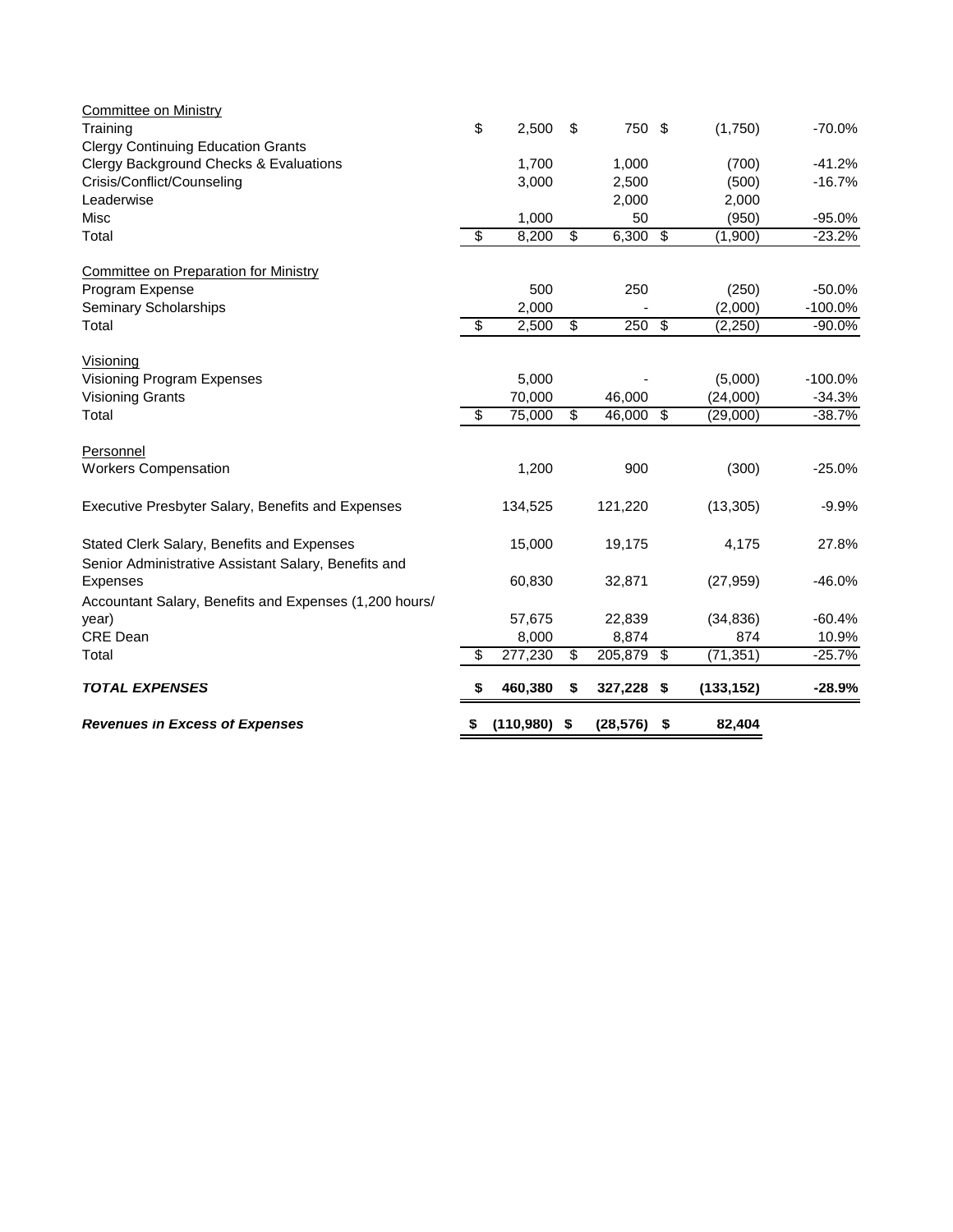| | | | | |
|---|---|---|---|---|
| Committee on Ministry | | | | |
| Training | $ 2,500 | $ 750 | $ (1,750) | -70.0% |
| Clergy Continuing Education Grants | | | | |
| Clergy Background Checks & Evaluations | 1,700 | 1,000 | (700) | -41.2% |
| Crisis/Conflict/Counseling | 3,000 | 2,500 | (500) | -16.7% |
| Leaderwise | | 2,000 | 2,000 | |
| Misc | 1,000 | 50 | (950) | -95.0% |
| Total | $ 8,200 | $ 6,300 | $ (1,900) | -23.2% |
| | | | | |
| Committee on Preparation for Ministry | | | | |
| Program Expense | 500 | 250 | (250) | -50.0% |
| Seminary Scholarships | 2,000 | - | (2,000) | -100.0% |
| Total | $ 2,500 | $ 250 | $ (2,250) | -90.0% |
| | | | | |
| Visioning | | | | |
| Visioning Program Expenses | 5,000 | - | (5,000) | -100.0% |
| Visioning Grants | 70,000 | 46,000 | (24,000) | -34.3% |
| Total | $ 75,000 | $ 46,000 | $ (29,000) | -38.7% |
| | | | | |
| Personnel | | | | |
| Workers Compensation | 1,200 | 900 | (300) | -25.0% |
| Executive Presbyter Salary, Benefits and Expenses | 134,525 | 121,220 | (13,305) | -9.9% |
| Stated Clerk Salary, Benefits and Expenses | 15,000 | 19,175 | 4,175 | 27.8% |
| Senior Administrative Assistant Salary, Benefits and Expenses | 60,830 | 32,871 | (27,959) | -46.0% |
| Accountant Salary, Benefits and Expenses (1,200 hours/ year) | 57,675 | 22,839 | (34,836) | -60.4% |
| CRE Dean | 8,000 | 8,874 | 874 | 10.9% |
| Total | $ 277,230 | $ 205,879 | $ (71,351) | -25.7% |
| | | | | |
| ***TOTAL EXPENSES*** | **$ 460,380** | **$ 327,228** | **$ (133,152)** | **-28.9%** |
| | | | | |
| ***Revenues in Excess of Expenses*** | **$ (110,980)** | **$ (28,576)** | **$ 82,404** | |